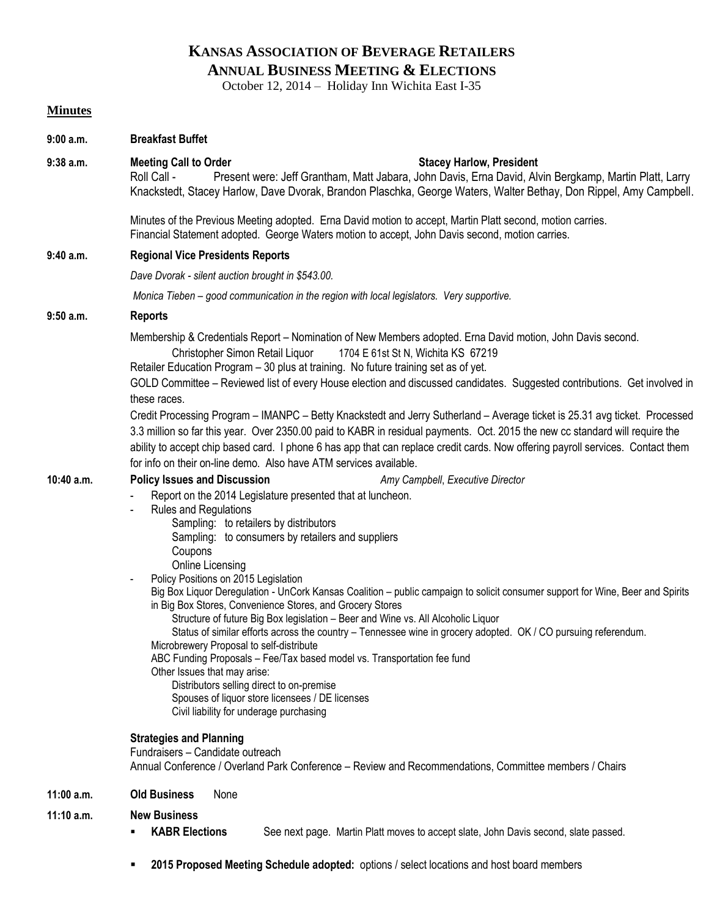# KANSAS ASSOCIATION OF BEVERAGE RETAILERS
## ANNUAL BUSINESS MEETING & ELECTIONS

October 12, 2014 – Holiday Inn Wichita East I-35

**Minutes**

**9:00 a.m.** **Breakfast Buffet**

**9:38 a.m.** **Meeting Call to Order** **Stacey Harlow, President**

Roll Call - Present were: Jeff Grantham, Matt Jabara, John Davis, Erna David, Alvin Bergkamp, Martin Platt, Larry Knackstedt, Stacey Harlow, Dave Dvorak, Brandon Plaschka, George Waters, Walter Bethay, Don Rippel, Amy Campbell.

Minutes of the Previous Meeting adopted. Erna David motion to accept, Martin Platt second, motion carries.
Financial Statement adopted. George Waters motion to accept, John Davis second, motion carries.

**9:40 a.m.** **Regional Vice Presidents Reports**

*Dave Dvorak - silent auction brought in $543.00.*

*Monica Tieben – good communication in the region with local legislators. Very supportive.*

**9:50 a.m.** **Reports**

Membership & Credentials Report – Nomination of New Members adopted. Erna David motion, John Davis second.
Christopher Simon Retail Liquor 1704 E 61st St N, Wichita KS 67219
Retailer Education Program – 30 plus at training. No future training set as of yet.
GOLD Committee – Reviewed list of every House election and discussed candidates. Suggested contributions. Get involved in these races.
Credit Processing Program – IMANPC – Betty Knackstedt and Jerry Sutherland – Average ticket is 25.31 avg ticket. Processed 3.3 million so far this year. Over 2350.00 paid to KABR in residual payments. Oct. 2015 the new cc standard will require the ability to accept chip based card. I phone 6 has app that can replace credit cards. Now offering payroll services. Contact them for info on their on-line demo. Also have ATM services available.

**10:40 a.m.** **Policy Issues and Discussion** *Amy Campbell, Executive Director*

- Report on the 2014 Legislature presented that at luncheon.
- Rules and Regulations
  - Sampling: to retailers by distributors
  - Sampling: to consumers by retailers and suppliers
  - Coupons
  - Online Licensing
- Policy Positions on 2015 Legislation

Big Box Liquor Deregulation - UnCork Kansas Coalition – public campaign to solicit consumer support for Wine, Beer and Spirits in Big Box Stores, Convenience Stores, and Grocery Stores
  - Structure of future Big Box legislation – Beer and Wine vs. All Alcoholic Liquor
  - Status of similar efforts across the country – Tennessee wine in grocery adopted. OK / CO pursuing referendum.

Microbrewery Proposal to self-distribute
ABC Funding Proposals – Fee/Tax based model vs. Transportation fee fund
Other Issues that may arise:
  - Distributors selling direct to on-premise
  - Spouses of liquor store licensees / DE licenses
  - Civil liability for underage purchasing

**Strategies and Planning**
Fundraisers – Candidate outreach
Annual Conference / Overland Park Conference – Review and Recommendations, Committee members / Chairs

**11:00 a.m.** **Old Business** None

**11:10 a.m.** **New Business**

- **KABR Elections** See next page. Martin Platt moves to accept slate, John Davis second, slate passed.
- **2015 Proposed Meeting Schedule adopted:** options / select locations and host board members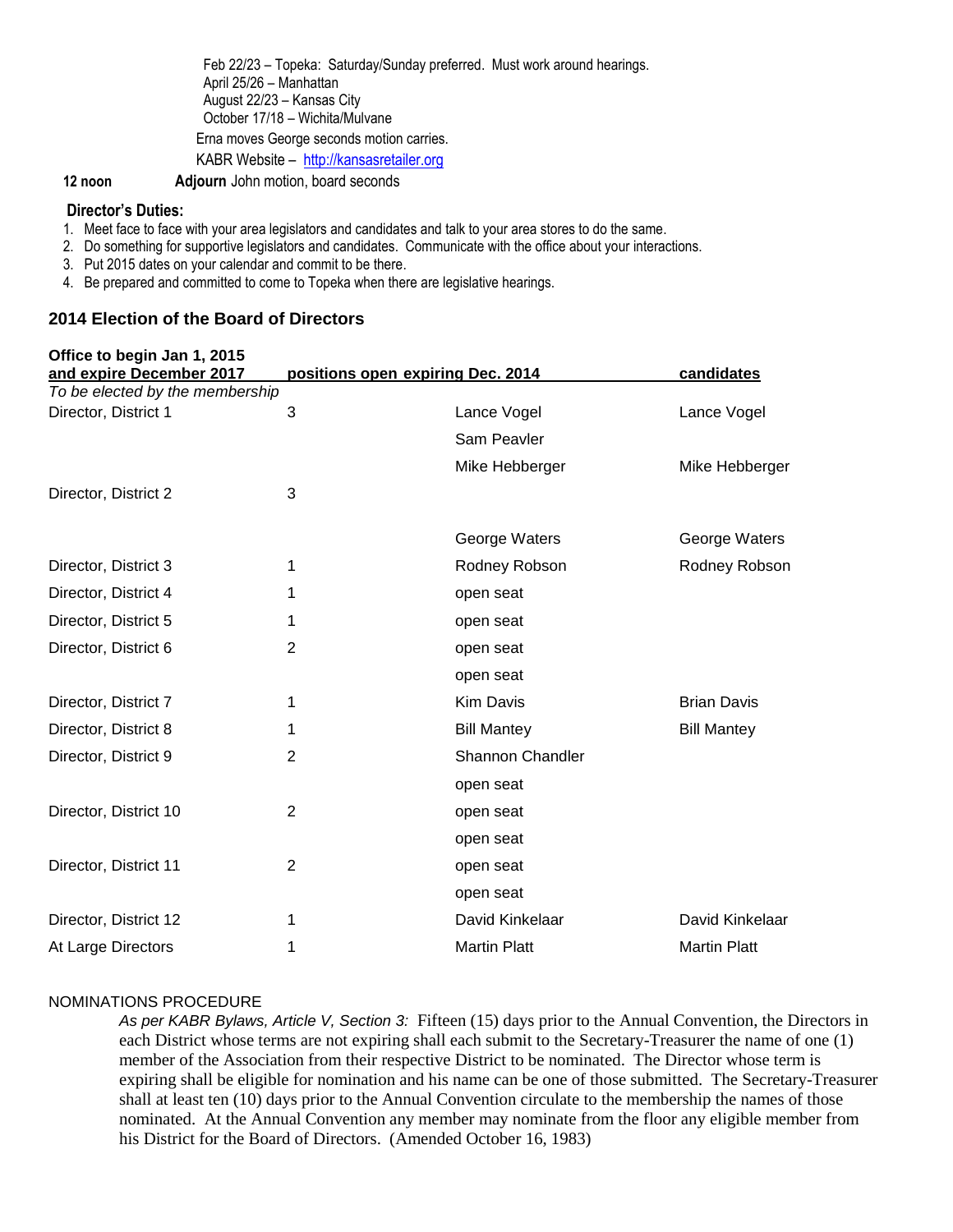Feb 22/23 – Topeka: Saturday/Sunday preferred. Must work around hearings.
April 25/26 – Manhattan
August 22/23 – Kansas City
October 17/18 – Wichita/Mulvane

Erna moves George seconds motion carries.

KABR Website – http://kansasretailer.org

**12 noon** **Adjourn** John motion, board seconds

**Director's Duties:**

1. Meet face to face with your area legislators and candidates and talk to your area stores to do the same.
2. Do something for supportive legislators and candidates. Communicate with the office about your interactions.
3. Put 2015 dates on your calendar and commit to be there.
4. Be prepared and committed to come to Topeka when there are legislative hearings.

## 2014 Election of the Board of Directors

| Office to begin Jan 1, 2015 and expire December 2017 | positions open expiring Dec. 2014 | | candidates |
|---|---|---|---|
| *To be elected by the membership* | | | |
| Director, District 1 | 3 | Lance Vogel | Lance Vogel |
| | | Sam Peavler | |
| | | Mike Hebberger | Mike Hebberger |
| Director, District 2 | 3 | | |
| | | George Waters | George Waters |
| Director, District 3 | 1 | Rodney Robson | Rodney Robson |
| Director, District 4 | 1 | open seat | |
| Director, District 5 | 1 | open seat | |
| Director, District 6 | 2 | open seat | |
| | | open seat | |
| Director, District 7 | 1 | Kim Davis | Brian Davis |
| Director, District 8 | 1 | Bill Mantey | Bill Mantey |
| Director, District 9 | 2 | Shannon Chandler | |
| | | open seat | |
| Director, District 10 | 2 | open seat | |
| | | open seat | |
| Director, District 11 | 2 | open seat | |
| | | open seat | |
| Director, District 12 | 1 | David Kinkelaar | David Kinkelaar |
| At Large Directors | 1 | Martin Platt | Martin Platt |

NOMINATIONS PROCEDURE

*As per KABR Bylaws, Article V, Section 3:* Fifteen (15) days prior to the Annual Convention, the Directors in each District whose terms are not expiring shall each submit to the Secretary-Treasurer the name of one (1) member of the Association from their respective District to be nominated. The Director whose term is expiring shall be eligible for nomination and his name can be one of those submitted. The Secretary-Treasurer shall at least ten (10) days prior to the Annual Convention circulate to the membership the names of those nominated. At the Annual Convention any member may nominate from the floor any eligible member from his District for the Board of Directors. (Amended October 16, 1983)